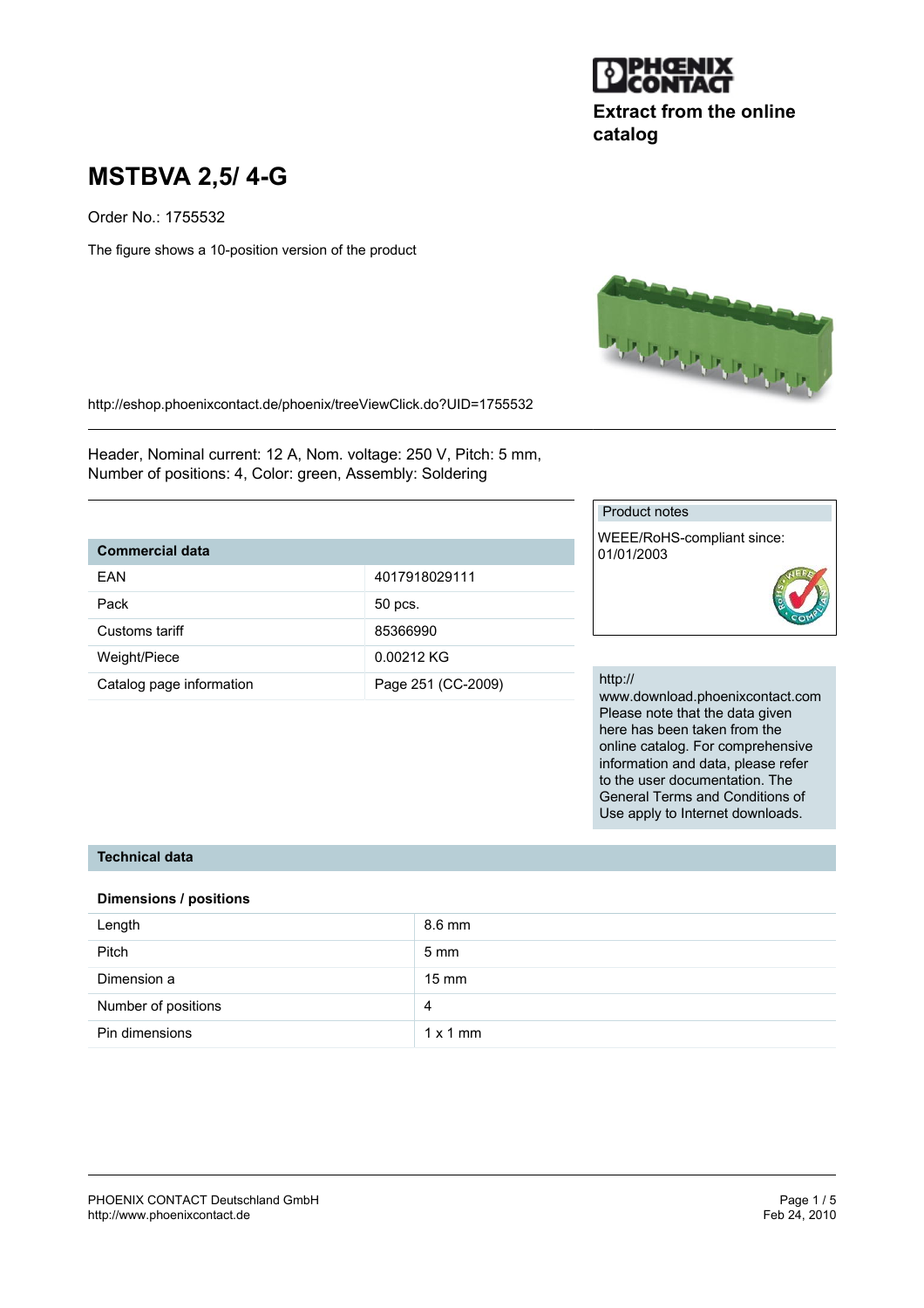Extract from the online catalog

# MSTBVA 2,5/ 4-G

Order No.: 1755532

The figure shows a 10-position version of the product

http://eshop.phoenixcontact.de/phoenix/treeViewClick.do?UID=1755532

Header, Nominal current: 12 A, Nom. voltage: 250 V, Pitch: 5 mm, Number of positions: 4, Color: green, Assembly: Soldering

| Commercial data | |
|---|---|
| EAN | 4017918029111 |
| Pack | 50 pcs. |
| Customs tariff | 85366990 |
| Weight/Piece | 0.00212 KG |
| Catalog page information | Page 251 (CC-2009) |

Product notes

WEEE/RoHS-compliant since: 01/01/2003

http://www.download.phoenixcontact.com Please note that the data given here has been taken from the online catalog. For comprehensive information and data, please refer to the user documentation. The General Terms and Conditions of Use apply to Internet downloads.

## Technical data

### Dimensions / positions

| | |
|---|---|
| Length | 8.6 mm |
| Pitch | 5 mm |
| Dimension a | 15 mm |
| Number of positions | 4 |
| Pin dimensions | 1 x 1 mm |

PHOENIX CONTACT Deutschland GmbH
http://www.phoenixcontact.de

Feb 24, 2010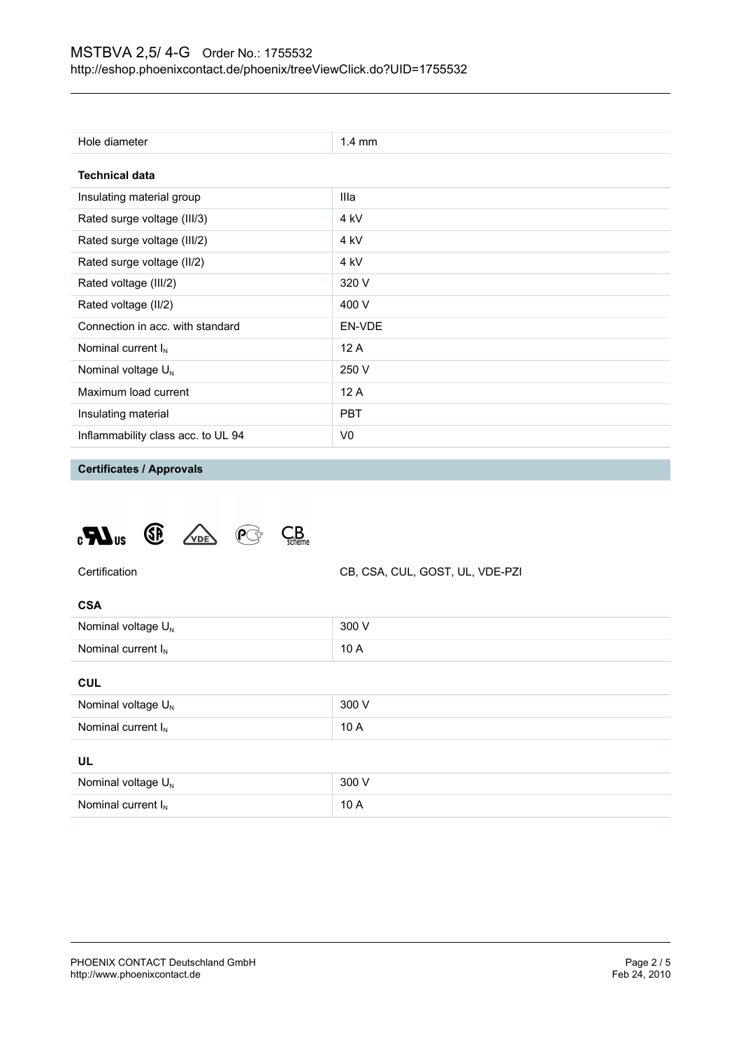| Hole diameter | 1.4 mm |
|---|---|

**Technical data**

| Insulating material group | IIIa |
|---|---|
| Rated surge voltage (III/3) | 4 kV |
| Rated surge voltage (III/2) | 4 kV |
| Rated surge voltage (II/2) | 4 kV |
| Rated voltage (III/2) | 320 V |
| Rated voltage (II/2) | 400 V |
| Connection in acc. with standard | EN-VDE |
| Nominal current $I_N$ | 12 A |
| Nominal voltage $U_N$ | 250 V |
| Maximum load current | 12 A |
| Insulating material | PBT |
| Inflammability class acc. to UL 94 | V0 |

## Certificates / Approvals

| Certification | CB, CSA, CUL, GOST, UL, VDE-PZI |
|---|---|

**CSA**

| Nominal voltage $U_N$ | 300 V |
|---|---|
| Nominal current $I_N$ | 10 A |

**CUL**

| Nominal voltage $U_N$ | 300 V |
|---|---|
| Nominal current $I_N$ | 10 A |

**UL**

| Nominal voltage $U_N$ | 300 V |
|---|---|
| Nominal current $I_N$ | 10 A |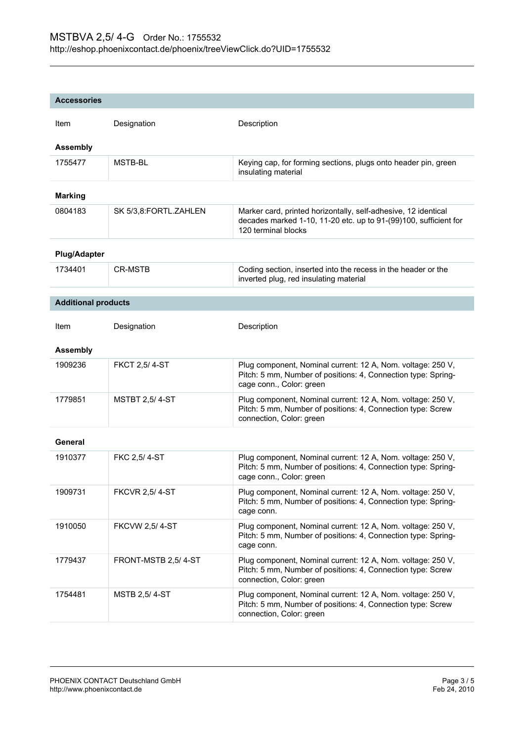## Accessories

| Item | Designation | Description |
|---|---|---|
| **Assembly** | | |
| 1755477 | MSTB-BL | Keying cap, for forming sections, plugs onto header pin, green insulating material |
| **Marking** | | |
| 0804183 | SK 5/3,8:FORTL.ZAHLEN | Marker card, printed horizontally, self-adhesive, 12 identical decades marked 1-10, 11-20 etc. up to 91-(99)100, sufficient for 120 terminal blocks |
| **Plug/Adapter** | | |
| 1734401 | CR-MSTB | Coding section, inserted into the recess in the header or the inverted plug, red insulating material |

## Additional products

| Item | Designation | Description |
|---|---|---|
| **Assembly** | | |
| 1909236 | FKCT 2,5/ 4-ST | Plug component, Nominal current: 12 A, Nom. voltage: 250 V, Pitch: 5 mm, Number of positions: 4, Connection type: Spring-cage conn., Color: green |
| 1779851 | MSTBT 2,5/ 4-ST | Plug component, Nominal current: 12 A, Nom. voltage: 250 V, Pitch: 5 mm, Number of positions: 4, Connection type: Screw connection, Color: green |
| **General** | | |
| 1910377 | FKC 2,5/ 4-ST | Plug component, Nominal current: 12 A, Nom. voltage: 250 V, Pitch: 5 mm, Number of positions: 4, Connection type: Spring-cage conn., Color: green |
| 1909731 | FKCVR 2,5/ 4-ST | Plug component, Nominal current: 12 A, Nom. voltage: 250 V, Pitch: 5 mm, Number of positions: 4, Connection type: Spring-cage conn. |
| 1910050 | FKCVW 2,5/ 4-ST | Plug component, Nominal current: 12 A, Nom. voltage: 250 V, Pitch: 5 mm, Number of positions: 4, Connection type: Spring-cage conn. |
| 1779437 | FRONT-MSTB 2,5/ 4-ST | Plug component, Nominal current: 12 A, Nom. voltage: 250 V, Pitch: 5 mm, Number of positions: 4, Connection type: Screw connection, Color: green |
| 1754481 | MSTB 2,5/ 4-ST | Plug component, Nominal current: 12 A, Nom. voltage: 250 V, Pitch: 5 mm, Number of positions: 4, Connection type: Screw connection, Color: green |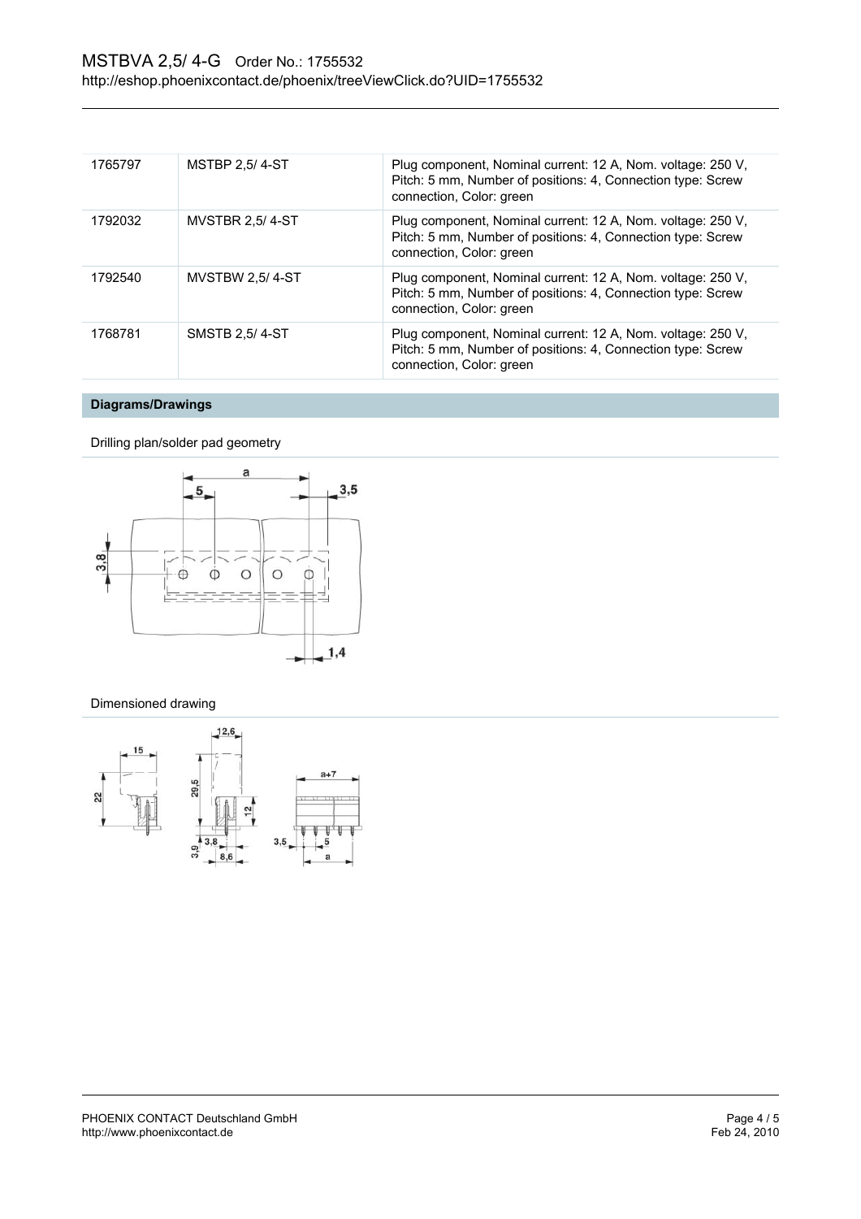| | | |
|---|---|---|
| 1765797 | MSTBP 2,5/ 4-ST | Plug component, Nominal current: 12 A, Nom. voltage: 250 V, Pitch: 5 mm, Number of positions: 4, Connection type: Screw connection, Color: green |
| 1792032 | MVSTBR 2,5/ 4-ST | Plug component, Nominal current: 12 A, Nom. voltage: 250 V, Pitch: 5 mm, Number of positions: 4, Connection type: Screw connection, Color: green |
| 1792540 | MVSTBW 2,5/ 4-ST | Plug component, Nominal current: 12 A, Nom. voltage: 250 V, Pitch: 5 mm, Number of positions: 4, Connection type: Screw connection, Color: green |
| 1768781 | SMSTB 2,5/ 4-ST | Plug component, Nominal current: 12 A, Nom. voltage: 250 V, Pitch: 5 mm, Number of positions: 4, Connection type: Screw connection, Color: green |

## Diagrams/Drawings

Drilling plan/solder pad geometry

Dimensioned drawing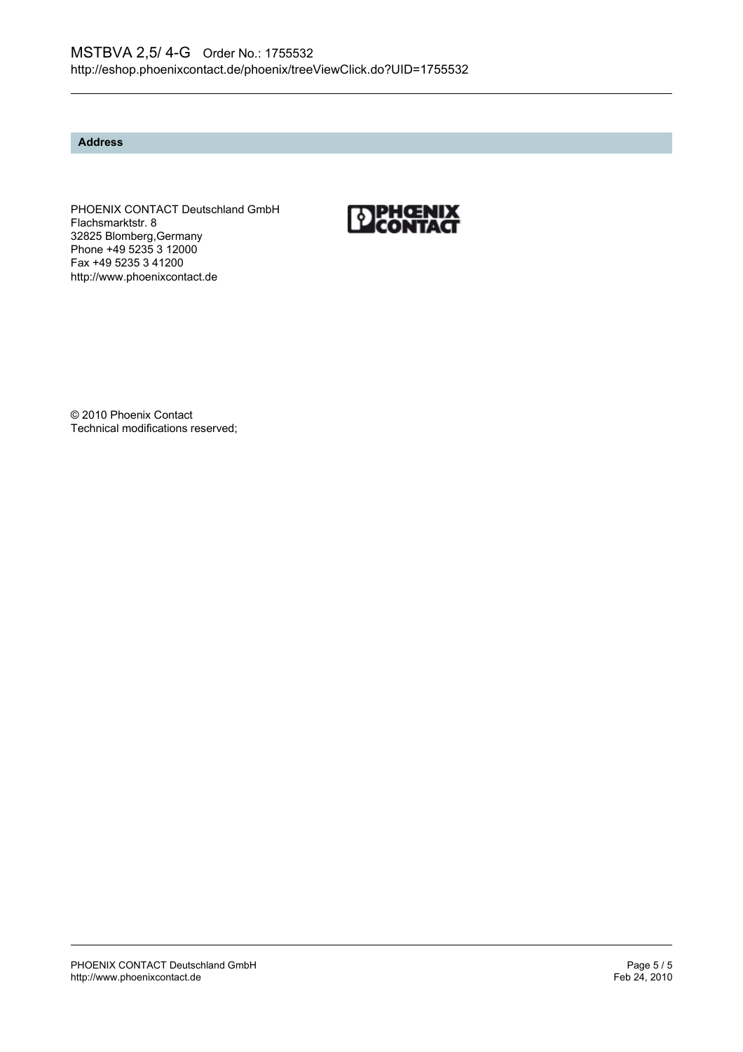## Address

PHOENIX CONTACT Deutschland GmbH
Flachsmarktstr. 8
32825 Blomberg,Germany
Phone +49 5235 3 12000
Fax +49 5235 3 41200
http://www.phoenixcontact.de

© 2010 Phoenix Contact
Technical modifications reserved;